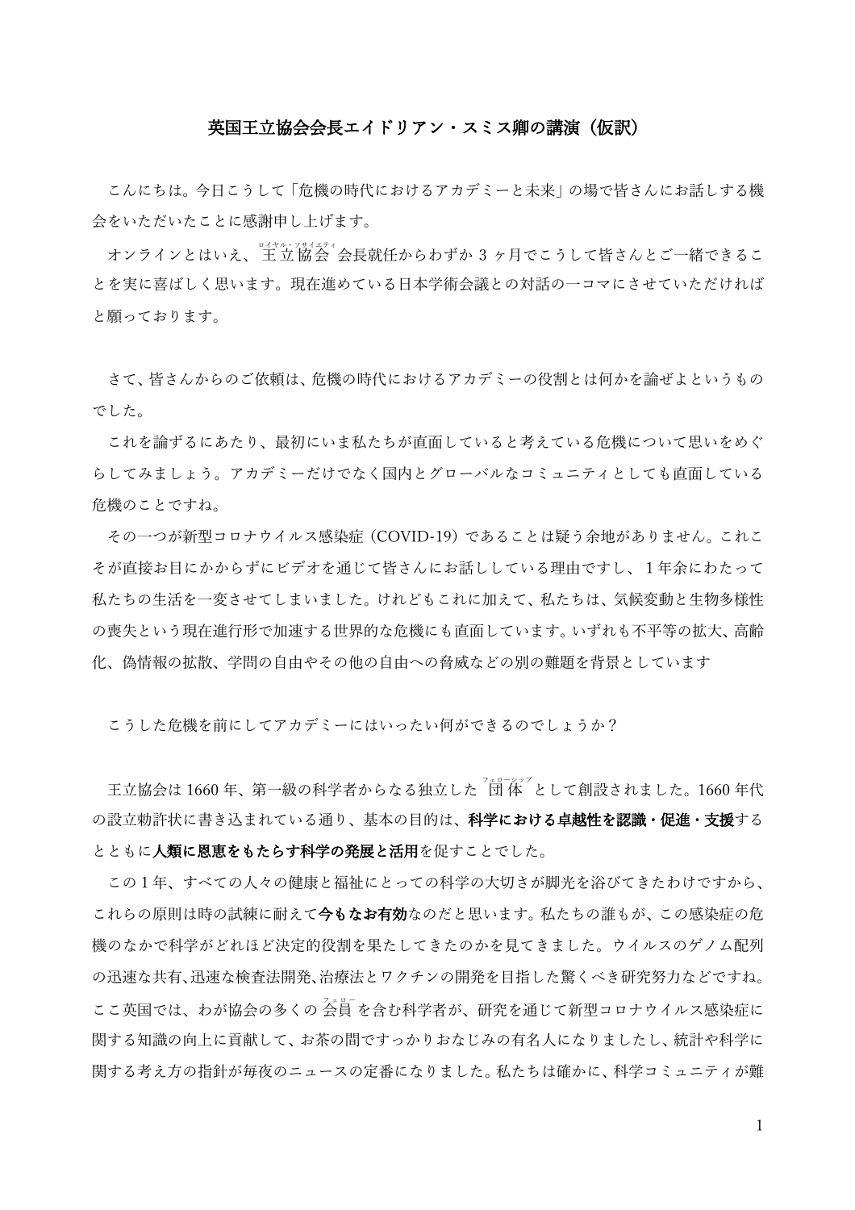# 英国王立協会会長エイドリアン・スミス卿の講演（仮訳）

こんにちは。今日こうして「危機の時代におけるアカデミーと未来」の場で皆さんにお話しする機会をいただいたことに感謝申し上げます。

オンラインとはいえ、<ruby>王立協会<rt>ロイヤル・ソサイエティ</rt></ruby>会長就任からわずか 3 ヶ月でこうして皆さんとご一緒できることを実に喜ばしく思います。現在進めている日本学術会議との対話の一コマにさせていただければと願っております。

さて、皆さんからのご依頼は、危機の時代におけるアカデミーの役割とは何かを論ぜよというものでした。

これを論ずるにあたり、最初にいま私たちが直面していると考えている危機について思いをめぐらしてみましょう。アカデミーだけでなく国内とグローバルなコミュニティとしても直面している危機のことですね。

その一つが新型コロナウイルス感染症（COVID-19）であることは疑う余地がありません。これこそが直接お目にかからずにビデオを通じて皆さんにお話ししている理由ですし、１年余にわたって私たちの生活を一変させてしまいました。けれどもこれに加えて、私たちは、気候変動と生物多様性の喪失という現在進行形で加速する世界的な危機にも直面しています。いずれも不平等の拡大、高齢化、偽情報の拡散、学問の自由やその他の自由への脅威などの別の難題を背景としています

こうした危機を前にしてアカデミーにはいったい何ができるのでしょうか？

王立協会は 1660 年、第一級の科学者からなる独立した<ruby>団体<rt>フェローシップ</rt></ruby>として創設されました。1660 年代の設立勅許状に書き込まれている通り、基本の目的は、**科学における卓越性を認識・促進・支援**するとともに**人類に恩恵をもたらす科学の発展と活用**を促すことでした。

この１年、すべての人々の健康と福祉にとっての科学の大切さが脚光を浴びてきたわけですから、これらの原則は時の試練に耐えて**今もなお有効**なのだと思います。私たちの誰もが、この感染症の危機のなかで科学がどれほど決定的役割を果たしてきたのかを見てきました。ウイルスのゲノム配列の迅速な共有、迅速な検査法開発、治療法とワクチンの開発を目指した驚くべき研究努力などですね。ここ英国では、わが協会の多くの<ruby>会員<rt>フェロー</rt></ruby>を含む科学者が、研究を通じて新型コロナウイルス感染症に関する知識の向上に貢献して、お茶の間ですっかりおなじみの有名人になりましたし、統計や科学に関する考え方の指針が毎夜のニュースの定番になりました。私たちは確かに、科学コミュニティが難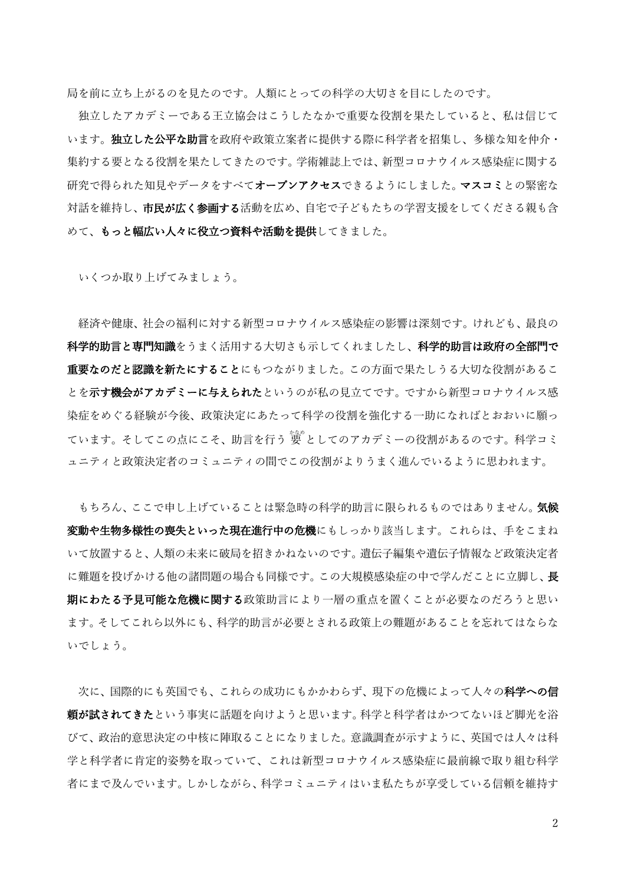局を前に立ち上がるのを見たのです。人類にとっての科学の大切さを目にしたのです。

独立したアカデミーである王立協会はこうしたなかで重要な役割を果たしていると、私は信じています。**独立した公平な助言**を政府や政策立案者に提供する際に科学者を招集し、多様な知を仲介・集約する要となる役割を果たしてきたのです。学術雑誌上では、新型コロナウイルス感染症に関する研究で得られた知見やデータをすべて**オープンアクセス**できるようにしました。**マスコミ**との緊密な対話を維持し、**市民が広く参画する**活動を広め、自宅で子どもたちの学習支援をしてくださる親も含めて、**もっと幅広い人々に役立つ資料や活動を提供**してきました。

いくつか取り上げてみましょう。

経済や健康、社会の福利に対する新型コロナウイルス感染症の影響は深刻です。けれども、最良の**科学的助言と専門知識**をうまく活用する大切さも示してくれましたし、**科学的助言は政府の全部門で重要なのだと認識を新たにすること**にもつながりました。この方面で果たしうる大切な役割があることを**示す機会がアカデミーに与えられた**というのが私の見立てです。ですから新型コロナウイルス感染症をめぐる経験が今後、政策決定にあたって科学の役割を強化する一助になればとおおいに願っています。そしてこの点にこそ、助言を行う要（かなめ）としてのアカデミーの役割があるのです。科学コミュニティと政策決定者のコミュニティの間でこの役割がよりうまく進んでいるように思われます。

もちろん、ここで申し上げていることは緊急時の科学的助言に限られるものではありません。**気候変動や生物多様性の喪失といった現在進行中の危機**にもしっかり該当します。これらは、手をこまねいて放置すると、人類の未来に破局を招きかねないのです。遺伝子編集や遺伝子情報など政策決定者に難題を投げかける他の諸問題の場合も同様です。この大規模感染症の中で学んだことに立脚し、**長期にわたる予見可能な危機に関する**政策助言により一層の重点を置くことが必要なのだろうと思います。そしてこれら以外にも、科学的助言が必要とされる政策上の難題があることを忘れてはならないでしょう。

次に、国際的にも英国でも、これらの成功にもかかわらず、現下の危機によって人々の**科学への信頼が試されてきた**という事実に話題を向けようと思います。科学と科学者はかつてないほど脚光を浴びて、政治的意思決定の中核に陣取ることになりました。意識調査が示すように、英国では人々は科学と科学者に肯定的姿勢を取っていて、これは新型コロナウイルス感染症に最前線で取り組む科学者にまで及んでいます。しかしながら、科学コミュニティはいま私たちが享受している信頼を維持す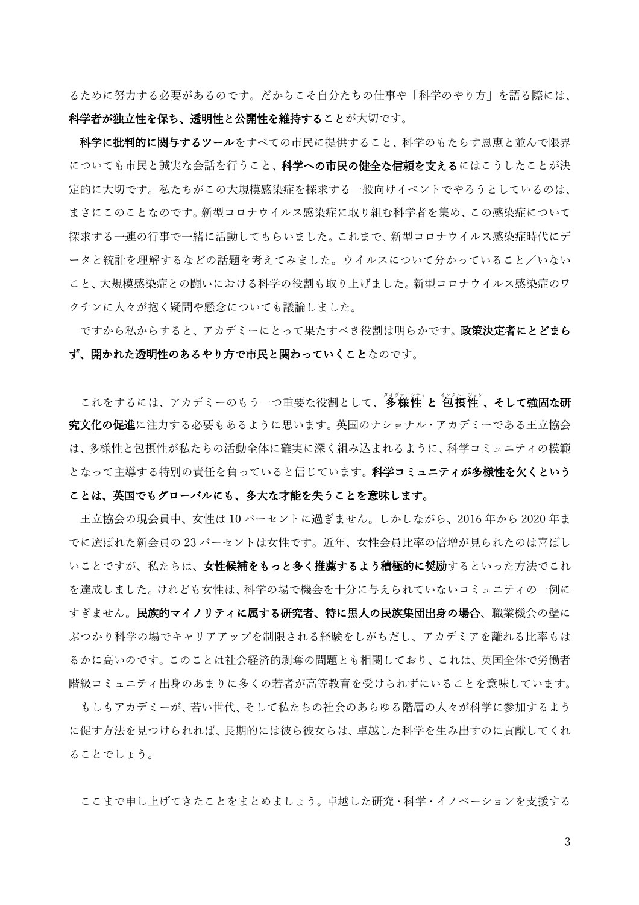るために努力する必要があるのです。だからこそ自分たちの仕事や「科学のやり方」を語る際には、**科学者が独立性を保ち、透明性と公開性を維持すること**が大切です。

**科学に批判的に関与するツール**をすべての市民に提供すること、科学のもたらす恩恵と並んで限界についても市民と誠実な会話を行うこと、**科学への市民の健全な信頼を支える**にはこうしたことが決定的に大切です。私たちがこの大規模感染症を探求する一般向けイベントでやろうとしているのは、まさにこのことなのです。新型コロナウイルス感染症に取り組む科学者を集め、この感染症について探求する一連の行事で一緒に活動してもらいました。これまで、新型コロナウイルス感染症時代にデータと統計を理解するなどの話題を考えてみました。ウイルスについて分かっていること／いないこと、大規模感染症との闘いにおける科学の役割も取り上げました。新型コロナウイルス感染症のワクチンに人々が抱く疑問や懸念についても議論しました。

ですから私からすると、アカデミーにとって果たすべき役割は明らかです。**政策決定者にとどまらず、開かれた透明性のあるやり方で市民と関わっていくこと**なのです。

これをするには、アカデミーのもう一つ重要な役割として、**多様性（ダイヴァーシティ）と包摂性（インクルージョン）、そして強固な研究文化の促進**に注力する必要もあるように思います。英国のナショナル・アカデミーである王立協会は、多様性と包摂性が私たちの活動全体に確実に深く組み込まれるように、科学コミュニティの模範となって主導する特別の責任を負っていると信じています。**科学コミュニティが多様性を欠くということは、英国でもグローバルにも、多大な才能を失うことを意味します。**

王立協会の現会員中、女性は 10 パーセントに過ぎません。しかしながら、2016 年から 2020 年までに選ばれた新会員の 23 パーセントは女性です。近年、女性会員比率の倍増が見られたのは喜ばしいことですが、私たちは、**女性候補をもっと多く推薦するよう積極的に奨励**するといった方法でこれを達成しました。けれども女性は、科学の場で機会を十分に与えられていないコミュニティの一例にすぎません。**民族的マイノリティに属する研究者、特に黒人の民族集団出身の場合**、職業機会の壁にぶつかり科学の場でキャリアアップを制限される経験をしがちだし、アカデミアを離れる比率もはるかに高いのです。このことは社会経済的剥奪の問題とも相関しており、これは、英国全体で労働者階級コミュニティ出身のあまりに多くの若者が高等教育を受けられずにいることを意味しています。

もしもアカデミーが、若い世代、そして私たちの社会のあらゆる階層の人々が科学に参加するように促す方法を見つけられれば、長期的には彼ら彼女らは、卓越した科学を生み出すのに貢献してくれることでしょう。

ここまで申し上げてきたことをまとめましょう。卓越した研究・科学・イノベーションを支援する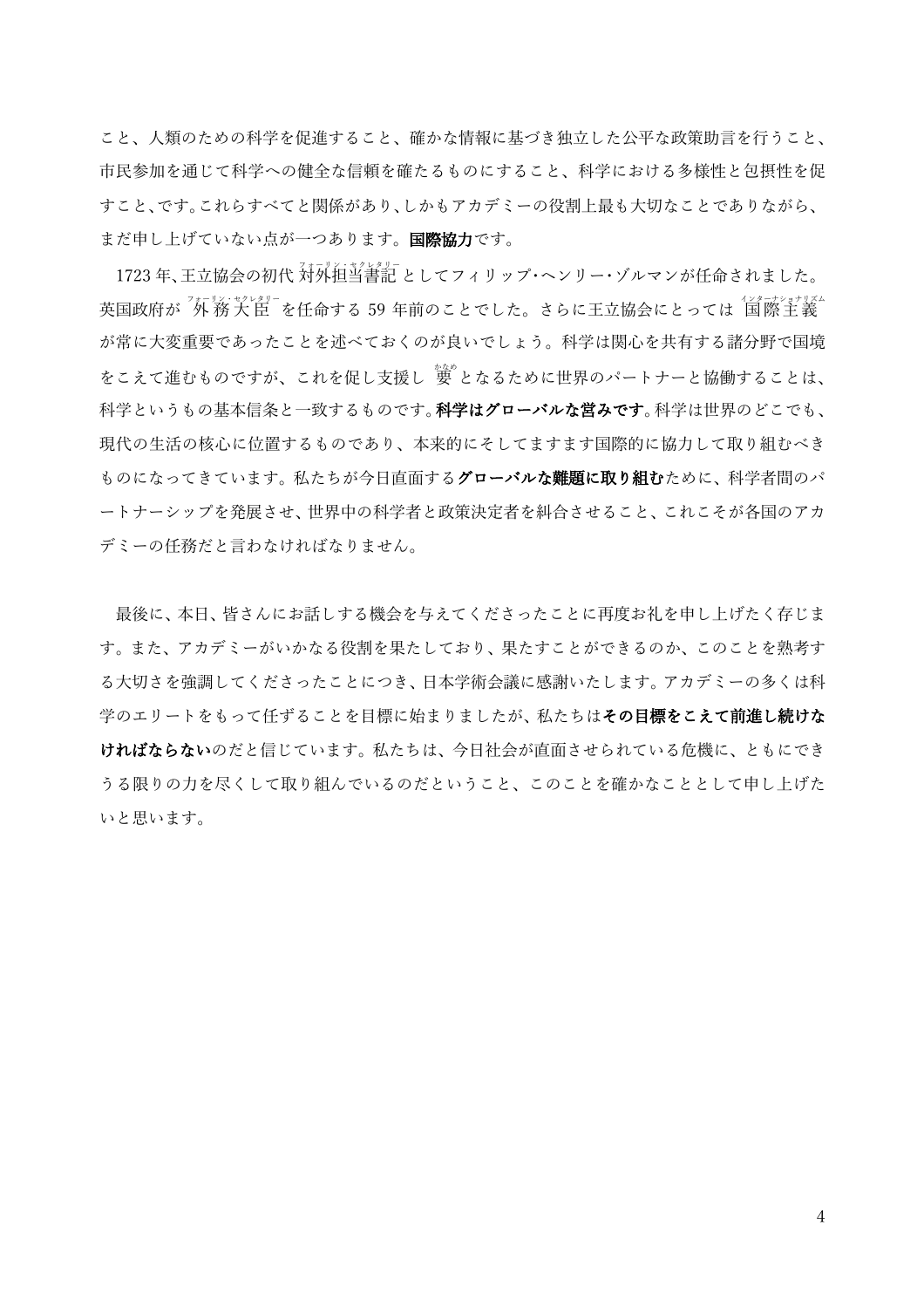こと、人類のための科学を促進すること、確かな情報に基づき独立した公平な政策助言を行うこと、市民参加を通じて科学への健全な信頼を確たるものにすること、科学における多様性と包摂性を促すこと、です。これらすべてと関係があり、しかもアカデミーの役割上最も大切なことでありながら、まだ申し上げていない点が一つあります。**国際協力**です。

1723 年、王立協会の初代 対外担当書記（フォーリン・セクレタリー） としてフィリップ・ヘンリー・ゾルマンが任命されました。英国政府が 外務大臣（フォーリン・セクレタリー） を任命する 59 年前のことでした。さらに王立協会にとっては 国際主義（インターナショナリズム） が常に大変重要であったことを述べておくのが良いでしょう。科学は関心を共有する諸分野で国境をこえて進むものですが、これを促し支援し 要（かなめ） となるために世界のパートナーと協働することは、科学というもの基本信条と一致するものです。**科学はグローバルな営みです**。科学は世界のどこでも、現代の生活の核心に位置するものであり、本来的にそしてますます国際的に協力して取り組むべきものになってきています。私たちが今日直面する**グローバルな難題に取り組む**ために、科学者間のパートナーシップを発展させ、世界中の科学者と政策決定者を糾合させること、これこそが各国のアカデミーの任務だと言わなければなりません。

最後に、本日、皆さんにお話しする機会を与えてくださったことに再度お礼を申し上げたく存じます。また、アカデミーがいかなる役割を果たしており、果たすことができるのか、このことを熟考する大切さを強調してくださったことにつき、日本学術会議に感謝いたします。アカデミーの多くは科学のエリートをもって任ずることを目標に始まりましたが、私たちは**その目標をこえて前進し続けなければならない**のだと信じています。私たちは、今日社会が直面させられている危機に、ともにできうる限りの力を尽くして取り組んでいるのだということ、このことを確かなこととして申し上げたいと思います。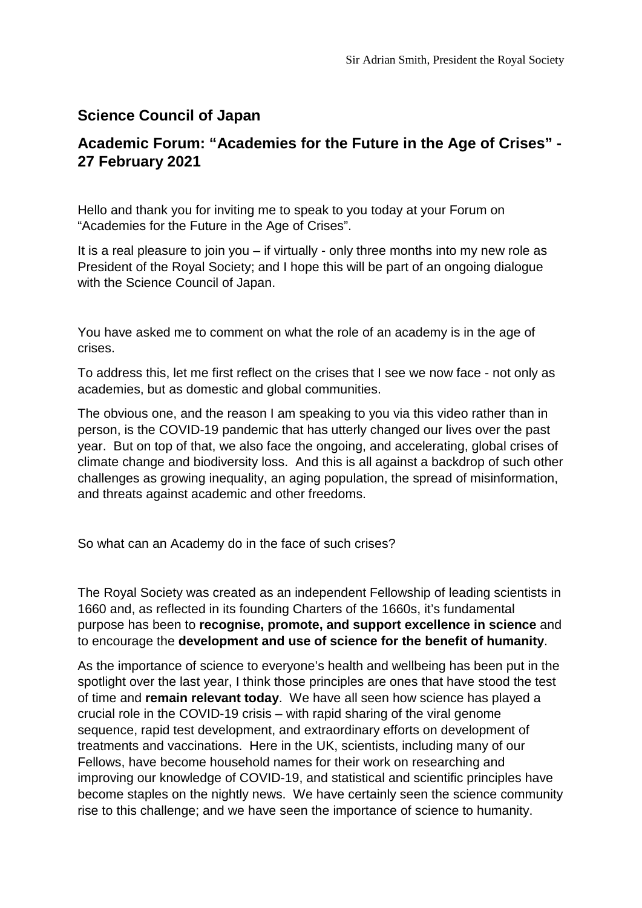Sir Adrian Smith, President the Royal Society

## Science Council of Japan

## Academic Forum: "Academies for the Future in the Age of Crises" - 27 February 2021

Hello and thank you for inviting me to speak to you today at your Forum on "Academies for the Future in the Age of Crises".

It is a real pleasure to join you – if virtually - only three months into my new role as President of the Royal Society; and I hope this will be part of an ongoing dialogue with the Science Council of Japan.

You have asked me to comment on what the role of an academy is in the age of crises.

To address this, let me first reflect on the crises that I see we now face - not only as academies, but as domestic and global communities.

The obvious one, and the reason I am speaking to you via this video rather than in person, is the COVID-19 pandemic that has utterly changed our lives over the past year. But on top of that, we also face the ongoing, and accelerating, global crises of climate change and biodiversity loss. And this is all against a backdrop of such other challenges as growing inequality, an aging population, the spread of misinformation, and threats against academic and other freedoms.

So what can an Academy do in the face of such crises?

The Royal Society was created as an independent Fellowship of leading scientists in 1660 and, as reflected in its founding Charters of the 1660s, it's fundamental purpose has been to **recognise, promote, and support excellence in science** and to encourage the **development and use of science for the benefit of humanity**.

As the importance of science to everyone's health and wellbeing has been put in the spotlight over the last year, I think those principles are ones that have stood the test of time and **remain relevant today**. We have all seen how science has played a crucial role in the COVID-19 crisis – with rapid sharing of the viral genome sequence, rapid test development, and extraordinary efforts on development of treatments and vaccinations. Here in the UK, scientists, including many of our Fellows, have become household names for their work on researching and improving our knowledge of COVID-19, and statistical and scientific principles have become staples on the nightly news. We have certainly seen the science community rise to this challenge; and we have seen the importance of science to humanity.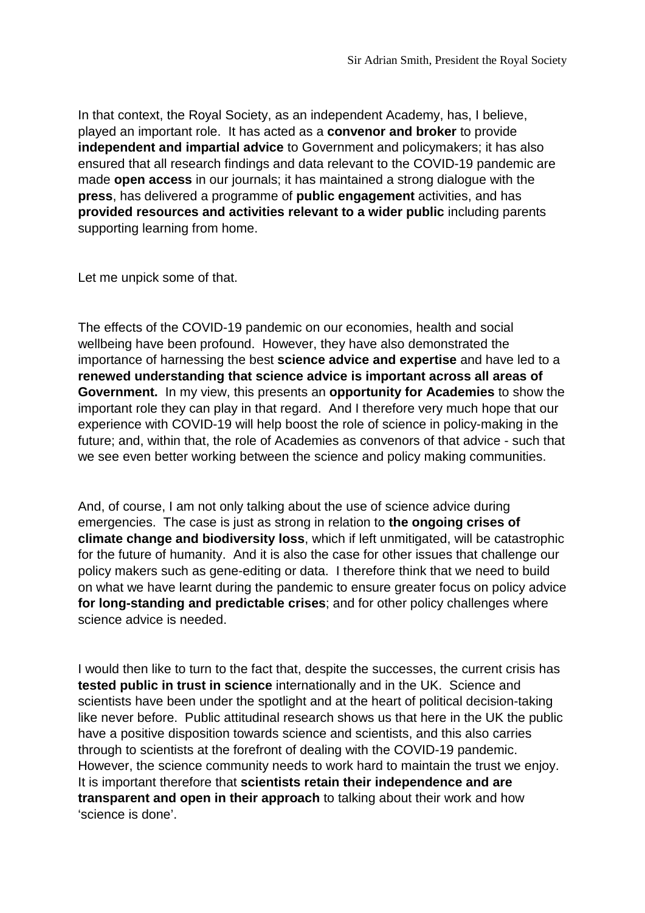In that context, the Royal Society, as an independent Academy, has, I believe, played an important role. It has acted as a **convenor and broker** to provide **independent and impartial advice** to Government and policymakers; it has also ensured that all research findings and data relevant to the COVID-19 pandemic are made **open access** in our journals; it has maintained a strong dialogue with the **press**, has delivered a programme of **public engagement** activities, and has **provided resources and activities relevant to a wider public** including parents supporting learning from home.

Let me unpick some of that.

The effects of the COVID-19 pandemic on our economies, health and social wellbeing have been profound. However, they have also demonstrated the importance of harnessing the best **science advice and expertise** and have led to a **renewed understanding that science advice is important across all areas of Government.** In my view, this presents an **opportunity for Academies** to show the important role they can play in that regard. And I therefore very much hope that our experience with COVID-19 will help boost the role of science in policy-making in the future; and, within that, the role of Academies as convenors of that advice - such that we see even better working between the science and policy making communities.

And, of course, I am not only talking about the use of science advice during emergencies. The case is just as strong in relation to **the ongoing crises of climate change and biodiversity loss**, which if left unmitigated, will be catastrophic for the future of humanity. And it is also the case for other issues that challenge our policy makers such as gene-editing or data. I therefore think that we need to build on what we have learnt during the pandemic to ensure greater focus on policy advice **for long-standing and predictable crises**; and for other policy challenges where science advice is needed.

I would then like to turn to the fact that, despite the successes, the current crisis has **tested public in trust in science** internationally and in the UK. Science and scientists have been under the spotlight and at the heart of political decision-taking like never before. Public attitudinal research shows us that here in the UK the public have a positive disposition towards science and scientists, and this also carries through to scientists at the forefront of dealing with the COVID-19 pandemic. However, the science community needs to work hard to maintain the trust we enjoy. It is important therefore that **scientists retain their independence and are transparent and open in their approach** to talking about their work and how 'science is done'.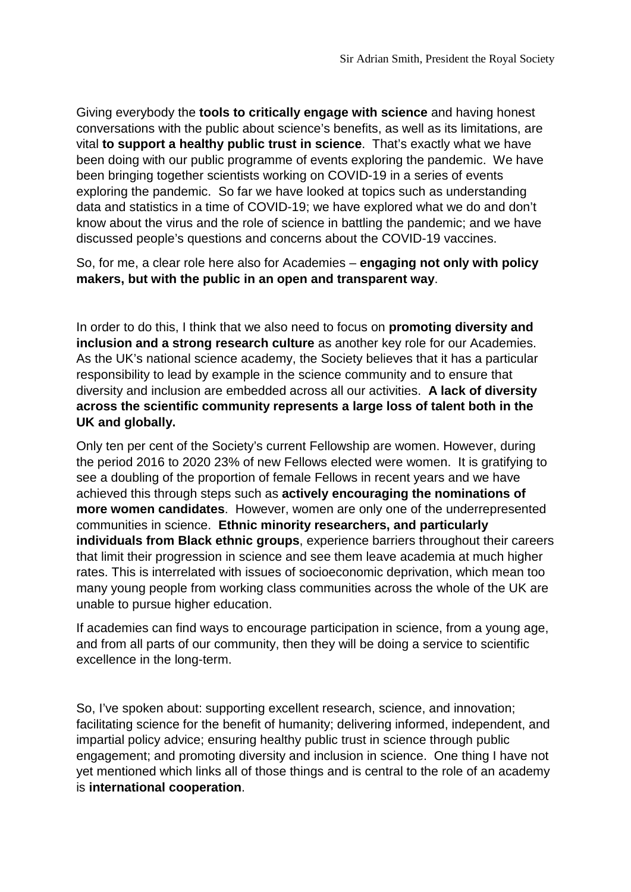Giving everybody the **tools to critically engage with science** and having honest conversations with the public about science's benefits, as well as its limitations, are vital **to support a healthy public trust in science**. That's exactly what we have been doing with our public programme of events exploring the pandemic. We have been bringing together scientists working on COVID-19 in a series of events exploring the pandemic. So far we have looked at topics such as understanding data and statistics in a time of COVID-19; we have explored what we do and don't know about the virus and the role of science in battling the pandemic; and we have discussed people's questions and concerns about the COVID-19 vaccines.

So, for me, a clear role here also for Academies – **engaging not only with policy makers, but with the public in an open and transparent way**.

In order to do this, I think that we also need to focus on **promoting diversity and inclusion and a strong research culture** as another key role for our Academies. As the UK's national science academy, the Society believes that it has a particular responsibility to lead by example in the science community and to ensure that diversity and inclusion are embedded across all our activities. **A lack of diversity across the scientific community represents a large loss of talent both in the UK and globally.**

Only ten per cent of the Society's current Fellowship are women. However, during the period 2016 to 2020 23% of new Fellows elected were women. It is gratifying to see a doubling of the proportion of female Fellows in recent years and we have achieved this through steps such as **actively encouraging the nominations of more women candidates**. However, women are only one of the underrepresented communities in science. **Ethnic minority researchers, and particularly individuals from Black ethnic groups**, experience barriers throughout their careers that limit their progression in science and see them leave academia at much higher rates. This is interrelated with issues of socioeconomic deprivation, which mean too many young people from working class communities across the whole of the UK are unable to pursue higher education.

If academies can find ways to encourage participation in science, from a young age, and from all parts of our community, then they will be doing a service to scientific excellence in the long-term.

So, I've spoken about: supporting excellent research, science, and innovation; facilitating science for the benefit of humanity; delivering informed, independent, and impartial policy advice; ensuring healthy public trust in science through public engagement; and promoting diversity and inclusion in science. One thing I have not yet mentioned which links all of those things and is central to the role of an academy is **international cooperation**.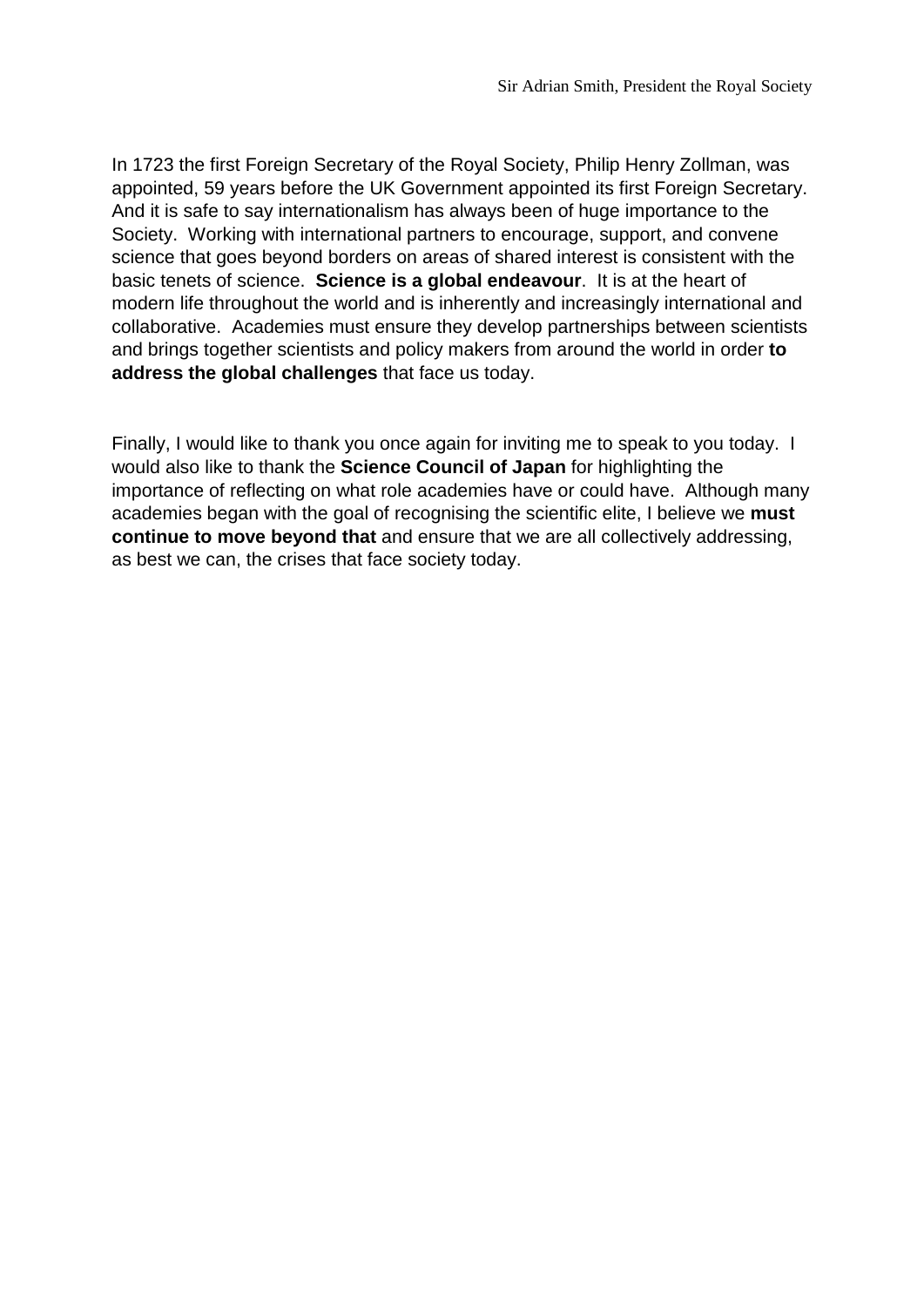In 1723 the first Foreign Secretary of the Royal Society, Philip Henry Zollman, was appointed, 59 years before the UK Government appointed its first Foreign Secretary. And it is safe to say internationalism has always been of huge importance to the Society. Working with international partners to encourage, support, and convene science that goes beyond borders on areas of shared interest is consistent with the basic tenets of science. **Science is a global endeavour**. It is at the heart of modern life throughout the world and is inherently and increasingly international and collaborative. Academies must ensure they develop partnerships between scientists and brings together scientists and policy makers from around the world in order **to address the global challenges** that face us today.

Finally, I would like to thank you once again for inviting me to speak to you today. I would also like to thank the **Science Council of Japan** for highlighting the importance of reflecting on what role academies have or could have. Although many academies began with the goal of recognising the scientific elite, I believe we **must continue to move beyond that** and ensure that we are all collectively addressing, as best we can, the crises that face society today.